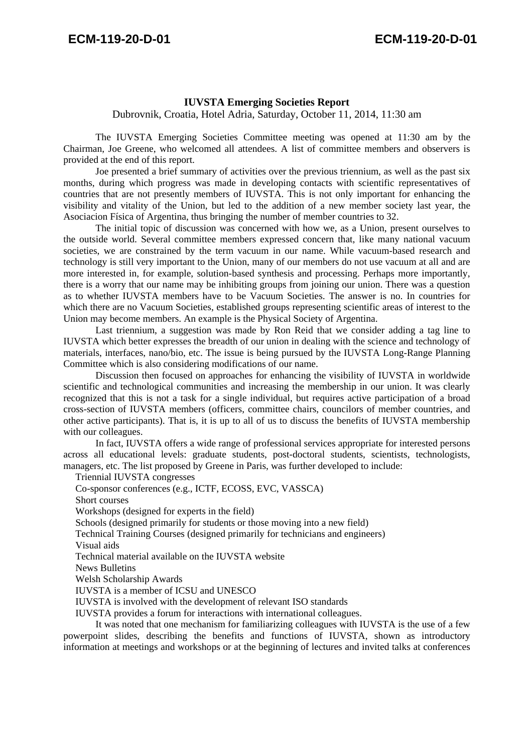# IUVSTA Emerging Societies Report

Dubrovnik, Croatia, Hotel Adria, Saturday, October 11, 2014, 11:30 am

The IUVSTA Emerging Societies Committee meeting was opened at 11:30 am by the Chairman, Joe Greene, who welcomed all attendees. A list of committee members and observers is provided at the end of this report.

Joe presented a brief summary of activities over the previous triennium, as well as the past six months, during which progress was made in developing contacts with scientific representatives of countries that are not presently members of IUVSTA. This is not only important for enhancing the visibility and vitality of the Union, but led to the addition of a new member society last year, the Asociacion Física of Argentina, thus bringing the number of member countries to 32.

The initial topic of discussion was concerned with how we, as a Union, present ourselves to the outside world. Several committee members expressed concern that, like many national vacuum societies, we are constrained by the term vacuum in our name. While vacuum-based research and technology is still very important to the Union, many of our members do not use vacuum at all and are more interested in, for example, solution-based synthesis and processing. Perhaps more importantly, there is a worry that our name may be inhibiting groups from joining our union. There was a question as to whether IUVSTA members have to be Vacuum Societies. The answer is no. In countries for which there are no Vacuum Societies, established groups representing scientific areas of interest to the Union may become members. An example is the Physical Society of Argentina.

Last triennium, a suggestion was made by Ron Reid that we consider adding a tag line to IUVSTA which better expresses the breadth of our union in dealing with the science and technology of materials, interfaces, nano/bio, etc. The issue is being pursued by the IUVSTA Long-Range Planning Committee which is also considering modifications of our name.

Discussion then focused on approaches for enhancing the visibility of IUVSTA in worldwide scientific and technological communities and increasing the membership in our union. It was clearly recognized that this is not a task for a single individual, but requires active participation of a broad cross-section of IUVSTA members (officers, committee chairs, councilors of member countries, and other active participants). That is, it is up to all of us to discuss the benefits of IUVSTA membership with our colleagues.

In fact, IUVSTA offers a wide range of professional services appropriate for interested persons across all educational levels: graduate students, post-doctoral students, scientists, technologists, managers, etc. The list proposed by Greene in Paris, was further developed to include:

- Triennial IUVSTA congresses
- Co-sponsor conferences (e.g., ICTF, ECOSS, EVC, VASSCA)
- Short courses
- Workshops (designed for experts in the field)
- Schools (designed primarily for students or those moving into a new field)
- Technical Training Courses (designed primarily for technicians and engineers)
- Visual aids
- Technical material available on the IUVSTA website
- News Bulletins
- Welsh Scholarship Awards
- IUVSTA is a member of ICSU and UNESCO
- IUVSTA is involved with the development of relevant ISO standards
- IUVSTA provides a forum for interactions with international colleagues.

It was noted that one mechanism for familiarizing colleagues with IUVSTA is the use of a few powerpoint slides, describing the benefits and functions of IUVSTA, shown as introductory information at meetings and workshops or at the beginning of lectures and invited talks at conferences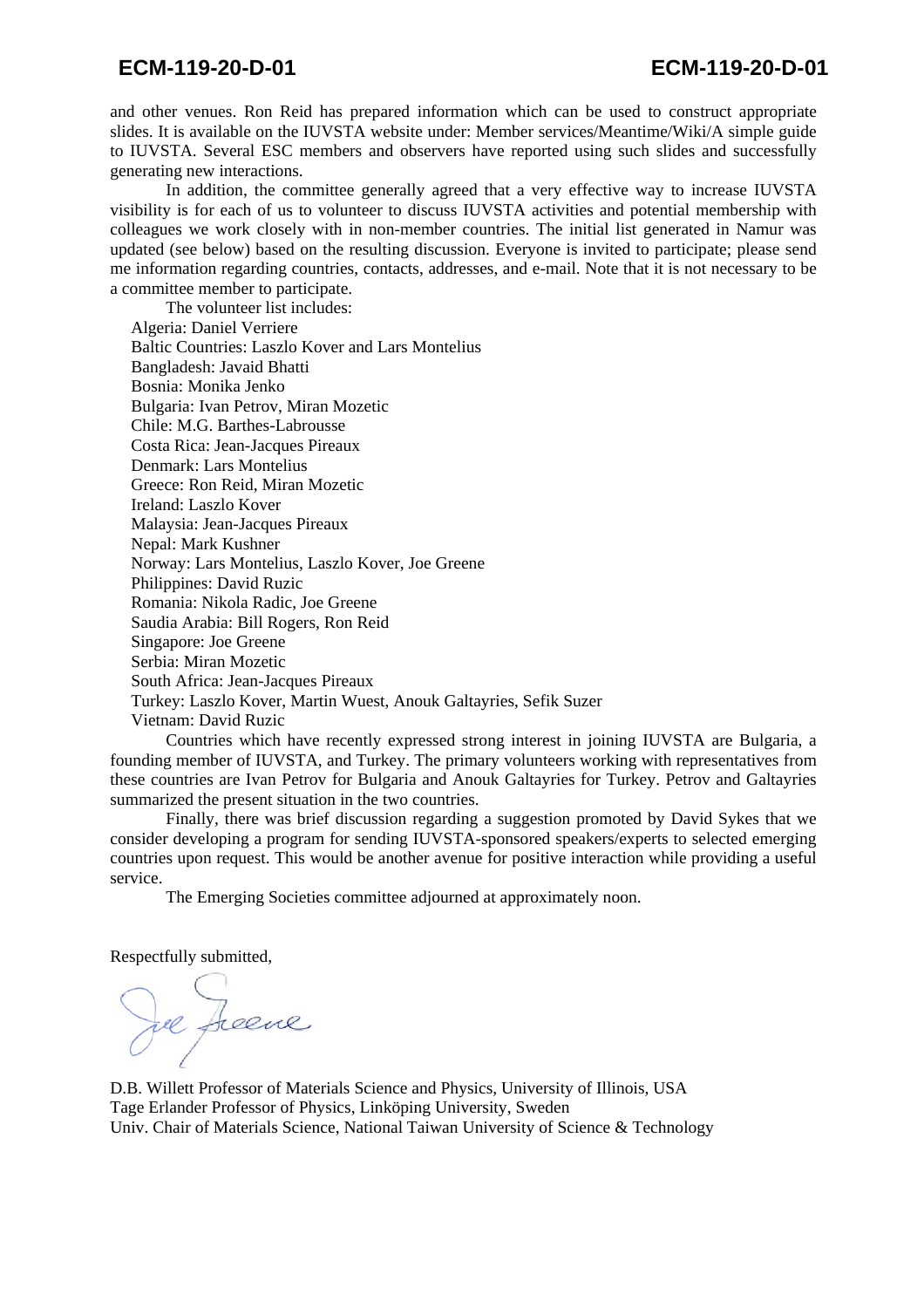and other venues. Ron Reid has prepared information which can be used to construct appropriate slides. It is available on the IUVSTA website under: Member services/Meantime/Wiki/A simple guide to IUVSTA. Several ESC members and observers have reported using such slides and successfully generating new interactions.

In addition, the committee generally agreed that a very effective way to increase IUVSTA visibility is for each of us to volunteer to discuss IUVSTA activities and potential membership with colleagues we work closely with in non-member countries. The initial list generated in Namur was updated (see below) based on the resulting discussion. Everyone is invited to participate; please send me information regarding countries, contacts, addresses, and e-mail. Note that it is not necessary to be a committee member to participate.

The volunteer list includes:

Algeria: Daniel Verriere
Baltic Countries: Laszlo Kover and Lars Montelius
Bangladesh: Javaid Bhatti
Bosnia: Monika Jenko
Bulgaria: Ivan Petrov, Miran Mozetic
Chile: M.G. Barthes-Labrousse
Costa Rica: Jean-Jacques Pireaux
Denmark: Lars Montelius
Greece: Ron Reid, Miran Mozetic
Ireland: Laszlo Kover
Malaysia: Jean-Jacques Pireaux
Nepal: Mark Kushner
Norway: Lars Montelius, Laszlo Kover, Joe Greene
Philippines: David Ruzic
Romania: Nikola Radic, Joe Greene
Saudia Arabia: Bill Rogers, Ron Reid
Singapore: Joe Greene
Serbia: Miran Mozetic
South Africa: Jean-Jacques Pireaux
Turkey: Laszlo Kover, Martin Wuest, Anouk Galtayries, Sefik Suzer
Vietnam: David Ruzic

Countries which have recently expressed strong interest in joining IUVSTA are Bulgaria, a founding member of IUVSTA, and Turkey. The primary volunteers working with representatives from these countries are Ivan Petrov for Bulgaria and Anouk Galtayries for Turkey. Petrov and Galtayries summarized the present situation in the two countries.

Finally, there was brief discussion regarding a suggestion promoted by David Sykes that we consider developing a program for sending IUVSTA-sponsored speakers/experts to selected emerging countries upon request. This would be another avenue for positive interaction while providing a useful service.

The Emerging Societies committee adjourned at approximately noon.

Respectfully submitted,

Joe Greene

D.B. Willett Professor of Materials Science and Physics, University of Illinois, USA
Tage Erlander Professor of Physics, Linköping University, Sweden
Univ. Chair of Materials Science, National Taiwan University of Science & Technology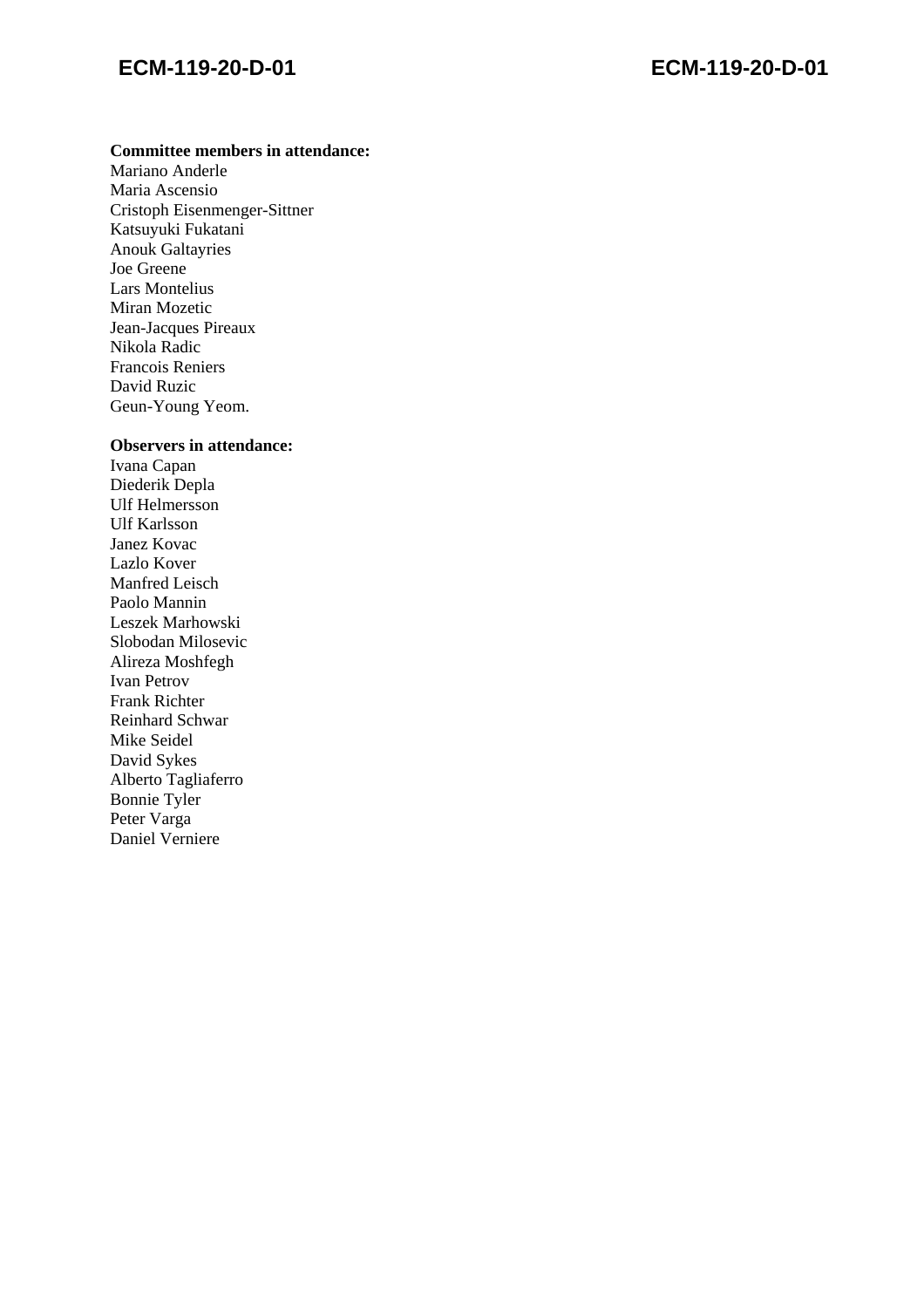**Committee members in attendance:**
Mariano Anderle
Maria Ascensio
Cristoph Eisenmenger-Sittner
Katsuyuki Fukatani
Anouk Galtayries
Joe Greene
Lars Montelius
Miran Mozetic
Jean-Jacques Pireaux
Nikola Radic
Francois Reniers
David Ruzic
Geun-Young Yeom.

**Observers in attendance:**
Ivana Capan
Diederik Depla
Ulf Helmersson
Ulf Karlsson
Janez Kovac
Lazlo Kover
Manfred Leisch
Paolo Mannin
Leszek Marhowski
Slobodan Milosevic
Alireza Moshfegh
Ivan Petrov
Frank Richter
Reinhard Schwar
Mike Seidel
David Sykes
Alberto Tagliaferro
Bonnie Tyler
Peter Varga
Daniel Verniere